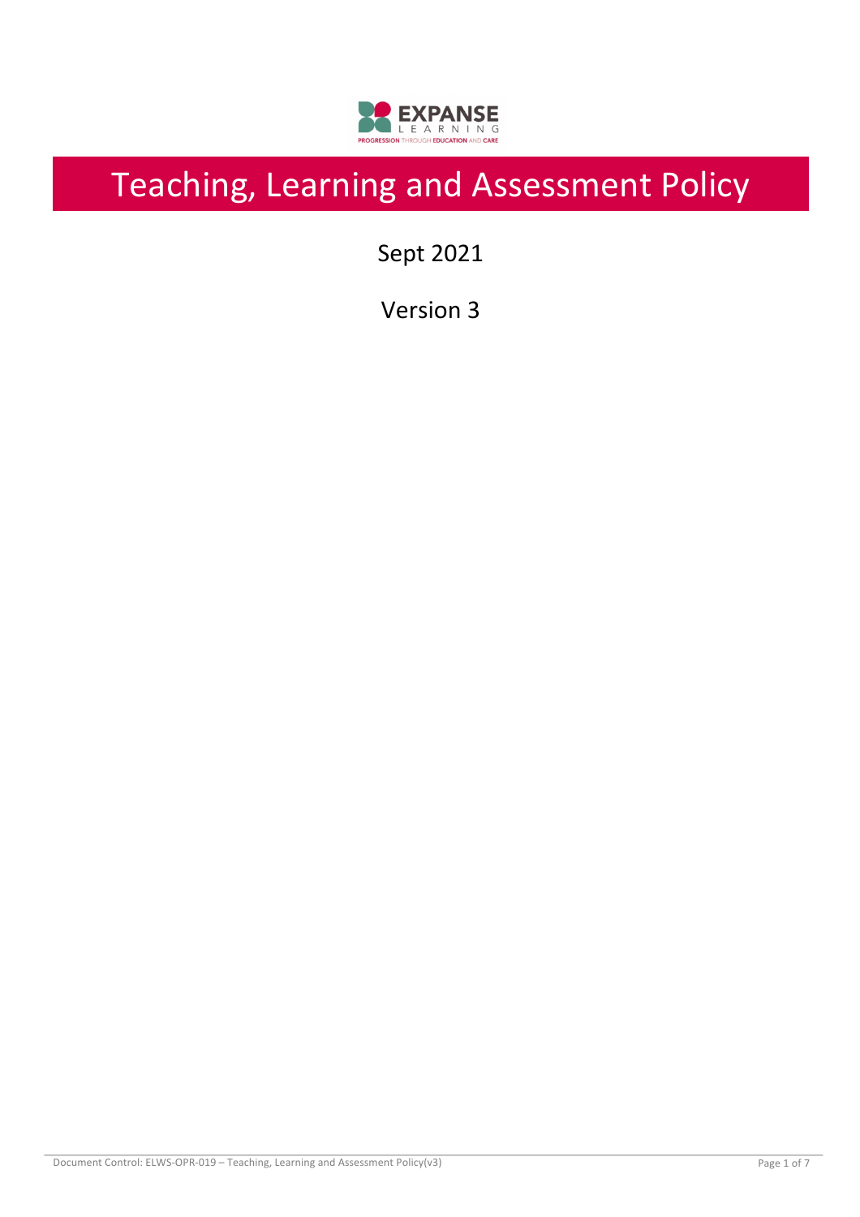EXPANSE LEARNING

PROGRESSION THROUGH EDUCATION AND CARE

# Teaching, Learning and Assessment Policy

Sept 2021

Version 3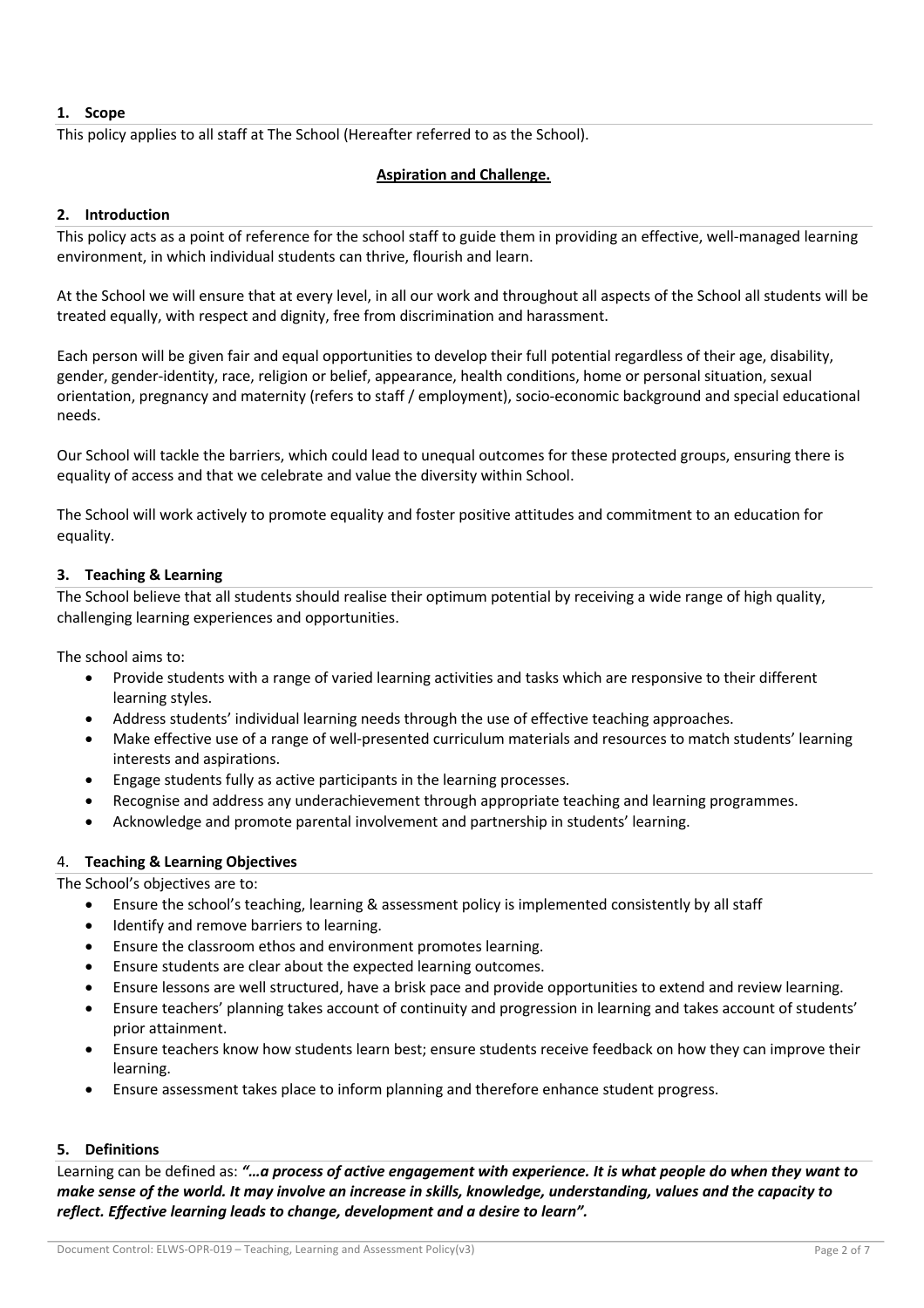## 1. Scope

This policy applies to all staff at The School (Hereafter referred to as the School).

**Aspiration and Challenge.**

## 2. Introduction

This policy acts as a point of reference for the school staff to guide them in providing an effective, well-managed learning environment, in which individual students can thrive, flourish and learn.

At the School we will ensure that at every level, in all our work and throughout all aspects of the School all students will be treated equally, with respect and dignity, free from discrimination and harassment.

Each person will be given fair and equal opportunities to develop their full potential regardless of their age, disability, gender, gender-identity, race, religion or belief, appearance, health conditions, home or personal situation, sexual orientation, pregnancy and maternity (refers to staff / employment), socio-economic background and special educational needs.

Our School will tackle the barriers, which could lead to unequal outcomes for these protected groups, ensuring there is equality of access and that we celebrate and value the diversity within School.

The School will work actively to promote equality and foster positive attitudes and commitment to an education for equality.

## 3. Teaching & Learning

The School believe that all students should realise their optimum potential by receiving a wide range of high quality, challenging learning experiences and opportunities.

The school aims to:

- Provide students with a range of varied learning activities and tasks which are responsive to their different learning styles.
- Address students' individual learning needs through the use of effective teaching approaches.
- Make effective use of a range of well-presented curriculum materials and resources to match students' learning interests and aspirations.
- Engage students fully as active participants in the learning processes.
- Recognise and address any underachievement through appropriate teaching and learning programmes.
- Acknowledge and promote parental involvement and partnership in students' learning.

## 4. Teaching & Learning Objectives

The School's objectives are to:

- Ensure the school's teaching, learning & assessment policy is implemented consistently by all staff
- Identify and remove barriers to learning.
- Ensure the classroom ethos and environment promotes learning.
- Ensure students are clear about the expected learning outcomes.
- Ensure lessons are well structured, have a brisk pace and provide opportunities to extend and review learning.
- Ensure teachers' planning takes account of continuity and progression in learning and takes account of students' prior attainment.
- Ensure teachers know how students learn best; ensure students receive feedback on how they can improve their learning.
- Ensure assessment takes place to inform planning and therefore enhance student progress.

## 5. Definitions

Learning can be defined as: ***"…a process of active engagement with experience. It is what people do when they want to make sense of the world. It may involve an increase in skills, knowledge, understanding, values and the capacity to reflect. Effective learning leads to change, development and a desire to learn".***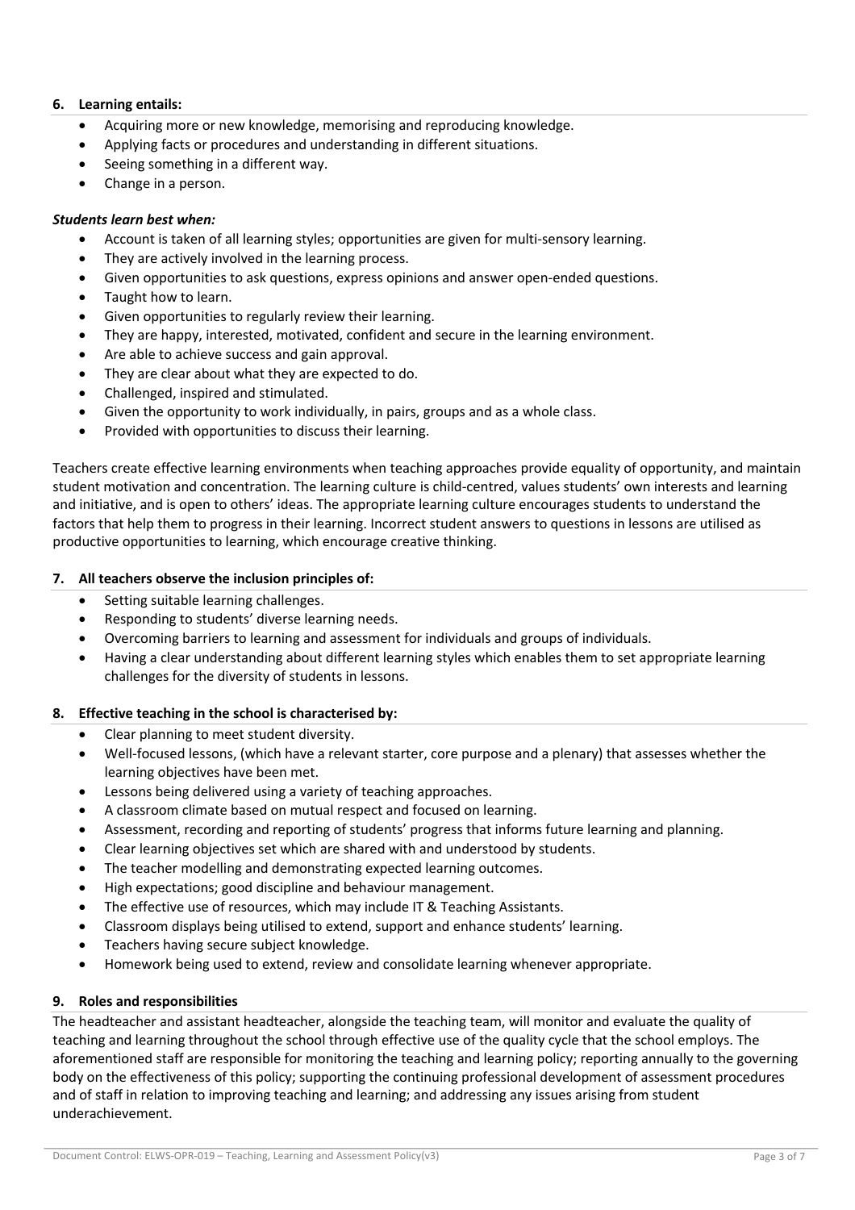### 6. Learning entails:

- Acquiring more or new knowledge, memorising and reproducing knowledge.
- Applying facts or procedures and understanding in different situations.
- Seeing something in a different way.
- Change in a person.

***Students learn best when:***

- Account is taken of all learning styles; opportunities are given for multi-sensory learning.
- They are actively involved in the learning process.
- Given opportunities to ask questions, express opinions and answer open-ended questions.
- Taught how to learn.
- Given opportunities to regularly review their learning.
- They are happy, interested, motivated, confident and secure in the learning environment.
- Are able to achieve success and gain approval.
- They are clear about what they are expected to do.
- Challenged, inspired and stimulated.
- Given the opportunity to work individually, in pairs, groups and as a whole class.
- Provided with opportunities to discuss their learning.

Teachers create effective learning environments when teaching approaches provide equality of opportunity, and maintain student motivation and concentration. The learning culture is child-centred, values students' own interests and learning and initiative, and is open to others' ideas. The appropriate learning culture encourages students to understand the factors that help them to progress in their learning. Incorrect student answers to questions in lessons are utilised as productive opportunities to learning, which encourage creative thinking.

### 7. All teachers observe the inclusion principles of:

- Setting suitable learning challenges.
- Responding to students' diverse learning needs.
- Overcoming barriers to learning and assessment for individuals and groups of individuals.
- Having a clear understanding about different learning styles which enables them to set appropriate learning challenges for the diversity of students in lessons.

### 8. Effective teaching in the school is characterised by:

- Clear planning to meet student diversity.
- Well-focused lessons, (which have a relevant starter, core purpose and a plenary) that assesses whether the learning objectives have been met.
- Lessons being delivered using a variety of teaching approaches.
- A classroom climate based on mutual respect and focused on learning.
- Assessment, recording and reporting of students' progress that informs future learning and planning.
- Clear learning objectives set which are shared with and understood by students.
- The teacher modelling and demonstrating expected learning outcomes.
- High expectations; good discipline and behaviour management.
- The effective use of resources, which may include IT & Teaching Assistants.
- Classroom displays being utilised to extend, support and enhance students' learning.
- Teachers having secure subject knowledge.
- Homework being used to extend, review and consolidate learning whenever appropriate.

### 9. Roles and responsibilities

The headteacher and assistant headteacher, alongside the teaching team, will monitor and evaluate the quality of teaching and learning throughout the school through effective use of the quality cycle that the school employs. The aforementioned staff are responsible for monitoring the teaching and learning policy; reporting annually to the governing body on the effectiveness of this policy; supporting the continuing professional development of assessment procedures and of staff in relation to improving teaching and learning; and addressing any issues arising from student underachievement.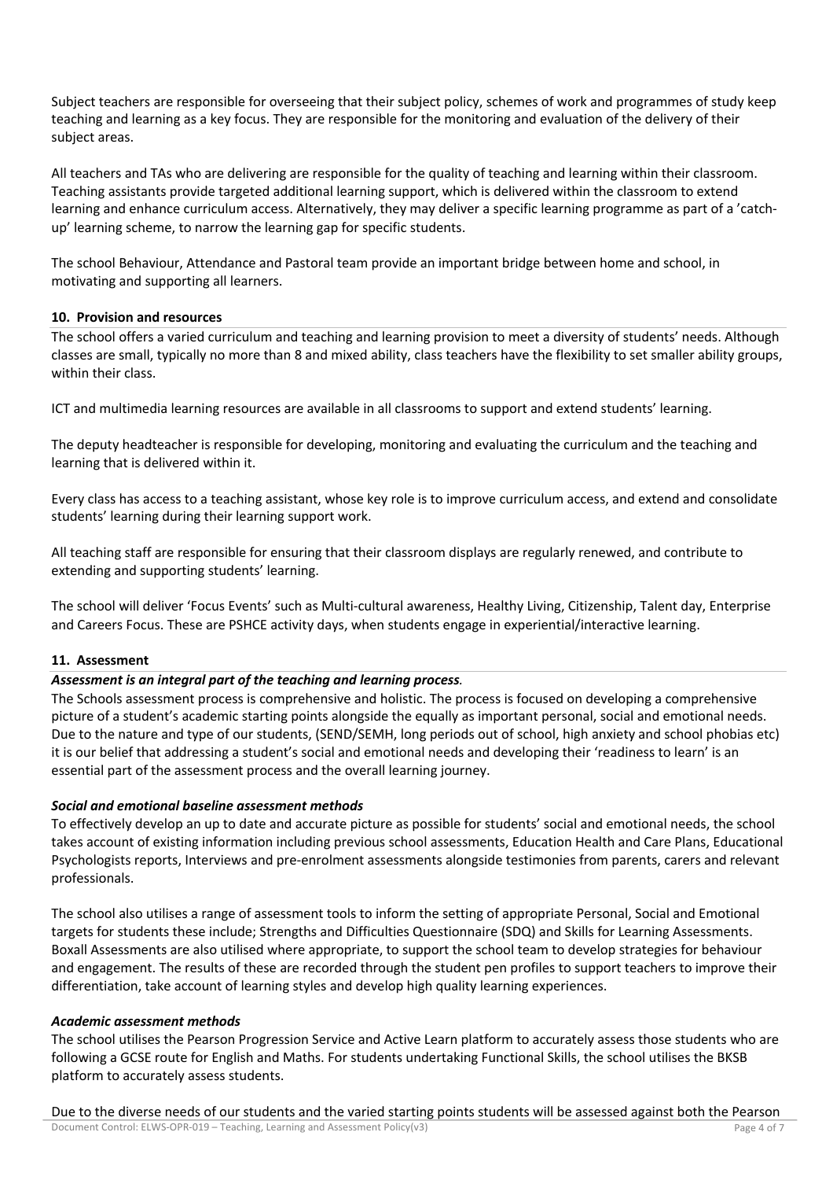Subject teachers are responsible for overseeing that their subject policy, schemes of work and programmes of study keep teaching and learning as a key focus. They are responsible for the monitoring and evaluation of the delivery of their subject areas.

All teachers and TAs who are delivering are responsible for the quality of teaching and learning within their classroom. Teaching assistants provide targeted additional learning support, which is delivered within the classroom to extend learning and enhance curriculum access. Alternatively, they may deliver a specific learning programme as part of a 'catch-up' learning scheme, to narrow the learning gap for specific students.

The school Behaviour, Attendance and Pastoral team provide an important bridge between home and school, in motivating and supporting all learners.

## 10. Provision and resources

The school offers a varied curriculum and teaching and learning provision to meet a diversity of students' needs. Although classes are small, typically no more than 8 and mixed ability, class teachers have the flexibility to set smaller ability groups, within their class.

ICT and multimedia learning resources are available in all classrooms to support and extend students' learning.

The deputy headteacher is responsible for developing, monitoring and evaluating the curriculum and the teaching and learning that is delivered within it.

Every class has access to a teaching assistant, whose key role is to improve curriculum access, and extend and consolidate students' learning during their learning support work.

All teaching staff are responsible for ensuring that their classroom displays are regularly renewed, and contribute to extending and supporting students' learning.

The school will deliver 'Focus Events' such as Multi-cultural awareness, Healthy Living, Citizenship, Talent day, Enterprise and Careers Focus. These are PSHCE activity days, when students engage in experiential/interactive learning.

## 11. Assessment

***Assessment is an integral part of the teaching and learning process.***

The Schools assessment process is comprehensive and holistic. The process is focused on developing a comprehensive picture of a student's academic starting points alongside the equally as important personal, social and emotional needs. Due to the nature and type of our students, (SEND/SEMH, long periods out of school, high anxiety and school phobias etc) it is our belief that addressing a student's social and emotional needs and developing their 'readiness to learn' is an essential part of the assessment process and the overall learning journey.

***Social and emotional baseline assessment methods***

To effectively develop an up to date and accurate picture as possible for students' social and emotional needs, the school takes account of existing information including previous school assessments, Education Health and Care Plans, Educational Psychologists reports, Interviews and pre-enrolment assessments alongside testimonies from parents, carers and relevant professionals.

The school also utilises a range of assessment tools to inform the setting of appropriate Personal, Social and Emotional targets for students these include; Strengths and Difficulties Questionnaire (SDQ) and Skills for Learning Assessments. Boxall Assessments are also utilised where appropriate, to support the school team to develop strategies for behaviour and engagement. The results of these are recorded through the student pen profiles to support teachers to improve their differentiation, take account of learning styles and develop high quality learning experiences.

***Academic assessment methods***

The school utilises the Pearson Progression Service and Active Learn platform to accurately assess those students who are following a GCSE route for English and Maths. For students undertaking Functional Skills, the school utilises the BKSB platform to accurately assess students.

Due to the diverse needs of our students and the varied starting points students will be assessed against both the Pearson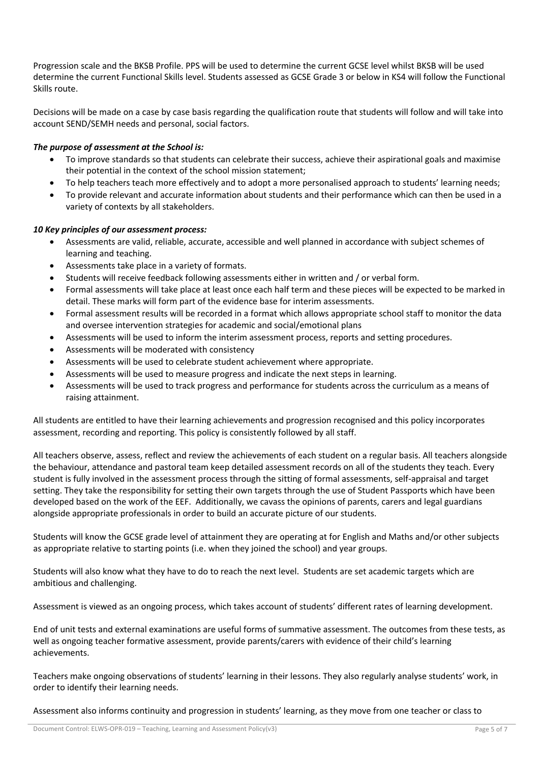Progression scale and the BKSB Profile. PPS will be used to determine the current GCSE level whilst BKSB will be used determine the current Functional Skills level. Students assessed as GCSE Grade 3 or below in KS4 will follow the Functional Skills route.

Decisions will be made on a case by case basis regarding the qualification route that students will follow and will take into account SEND/SEMH needs and personal, social factors.

***The purpose of assessment at the School is:***

- To improve standards so that students can celebrate their success, achieve their aspirational goals and maximise their potential in the context of the school mission statement;
- To help teachers teach more effectively and to adopt a more personalised approach to students' learning needs;
- To provide relevant and accurate information about students and their performance which can then be used in a variety of contexts by all stakeholders.

***10 Key principles of our assessment process:***

- Assessments are valid, reliable, accurate, accessible and well planned in accordance with subject schemes of learning and teaching.
- Assessments take place in a variety of formats.
- Students will receive feedback following assessments either in written and / or verbal form.
- Formal assessments will take place at least once each half term and these pieces will be expected to be marked in detail. These marks will form part of the evidence base for interim assessments.
- Formal assessment results will be recorded in a format which allows appropriate school staff to monitor the data and oversee intervention strategies for academic and social/emotional plans
- Assessments will be used to inform the interim assessment process, reports and setting procedures.
- Assessments will be moderated with consistency
- Assessments will be used to celebrate student achievement where appropriate.
- Assessments will be used to measure progress and indicate the next steps in learning.
- Assessments will be used to track progress and performance for students across the curriculum as a means of raising attainment.

All students are entitled to have their learning achievements and progression recognised and this policy incorporates assessment, recording and reporting. This policy is consistently followed by all staff.

All teachers observe, assess, reflect and review the achievements of each student on a regular basis. All teachers alongside the behaviour, attendance and pastoral team keep detailed assessment records on all of the students they teach. Every student is fully involved in the assessment process through the sitting of formal assessments, self-appraisal and target setting. They take the responsibility for setting their own targets through the use of Student Passports which have been developed based on the work of the EEF. Additionally, we cavass the opinions of parents, carers and legal guardians alongside appropriate professionals in order to build an accurate picture of our students.

Students will know the GCSE grade level of attainment they are operating at for English and Maths and/or other subjects as appropriate relative to starting points (i.e. when they joined the school) and year groups.

Students will also know what they have to do to reach the next level. Students are set academic targets which are ambitious and challenging.

Assessment is viewed as an ongoing process, which takes account of students' different rates of learning development.

End of unit tests and external examinations are useful forms of summative assessment. The outcomes from these tests, as well as ongoing teacher formative assessment, provide parents/carers with evidence of their child's learning achievements.

Teachers make ongoing observations of students' learning in their lessons. They also regularly analyse students' work, in order to identify their learning needs.

Assessment also informs continuity and progression in students' learning, as they move from one teacher or class to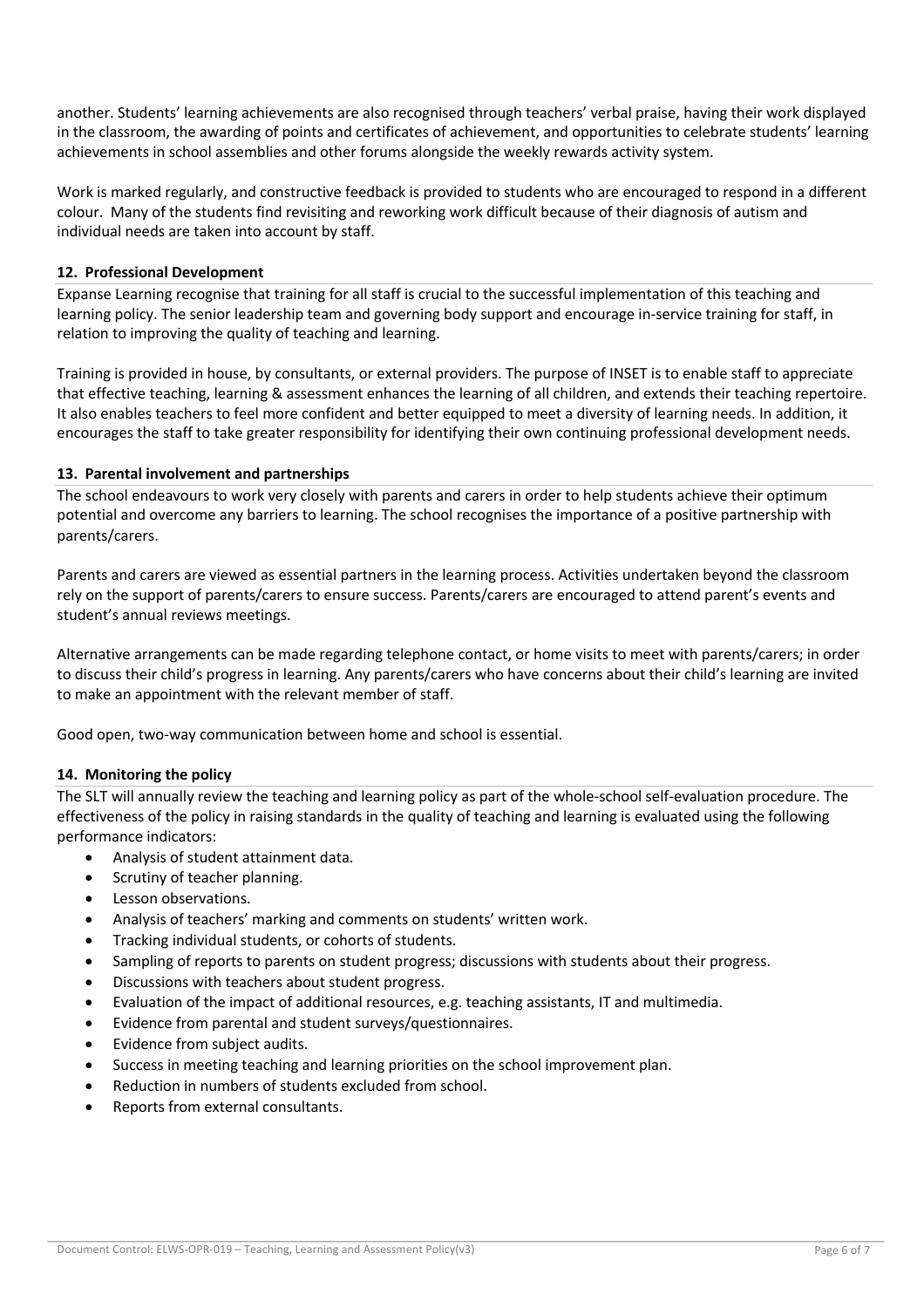another. Students' learning achievements are also recognised through teachers' verbal praise, having their work displayed in the classroom, the awarding of points and certificates of achievement, and opportunities to celebrate students' learning achievements in school assemblies and other forums alongside the weekly rewards activity system.

Work is marked regularly, and constructive feedback is provided to students who are encouraged to respond in a different colour. Many of the students find revisiting and reworking work difficult because of their diagnosis of autism and individual needs are taken into account by staff.

**12. Professional Development**

Expanse Learning recognise that training for all staff is crucial to the successful implementation of this teaching and learning policy. The senior leadership team and governing body support and encourage in-service training for staff, in relation to improving the quality of teaching and learning.

Training is provided in house, by consultants, or external providers. The purpose of INSET is to enable staff to appreciate that effective teaching, learning & assessment enhances the learning of all children, and extends their teaching repertoire. It also enables teachers to feel more confident and better equipped to meet a diversity of learning needs. In addition, it encourages the staff to take greater responsibility for identifying their own continuing professional development needs.

**13. Parental involvement and partnerships**

The school endeavours to work very closely with parents and carers in order to help students achieve their optimum potential and overcome any barriers to learning. The school recognises the importance of a positive partnership with parents/carers.

Parents and carers are viewed as essential partners in the learning process. Activities undertaken beyond the classroom rely on the support of parents/carers to ensure success. Parents/carers are encouraged to attend parent's events and student's annual reviews meetings.

Alternative arrangements can be made regarding telephone contact, or home visits to meet with parents/carers; in order to discuss their child's progress in learning. Any parents/carers who have concerns about their child's learning are invited to make an appointment with the relevant member of staff.

Good open, two-way communication between home and school is essential.

**14. Monitoring the policy**

The SLT will annually review the teaching and learning policy as part of the whole-school self-evaluation procedure. The effectiveness of the policy in raising standards in the quality of teaching and learning is evaluated using the following performance indicators:

- Analysis of student attainment data.
- Scrutiny of teacher planning.
- Lesson observations.
- Analysis of teachers' marking and comments on students' written work.
- Tracking individual students, or cohorts of students.
- Sampling of reports to parents on student progress; discussions with students about their progress.
- Discussions with teachers about student progress.
- Evaluation of the impact of additional resources, e.g. teaching assistants, IT and multimedia.
- Evidence from parental and student surveys/questionnaires.
- Evidence from subject audits.
- Success in meeting teaching and learning priorities on the school improvement plan.
- Reduction in numbers of students excluded from school.
- Reports from external consultants.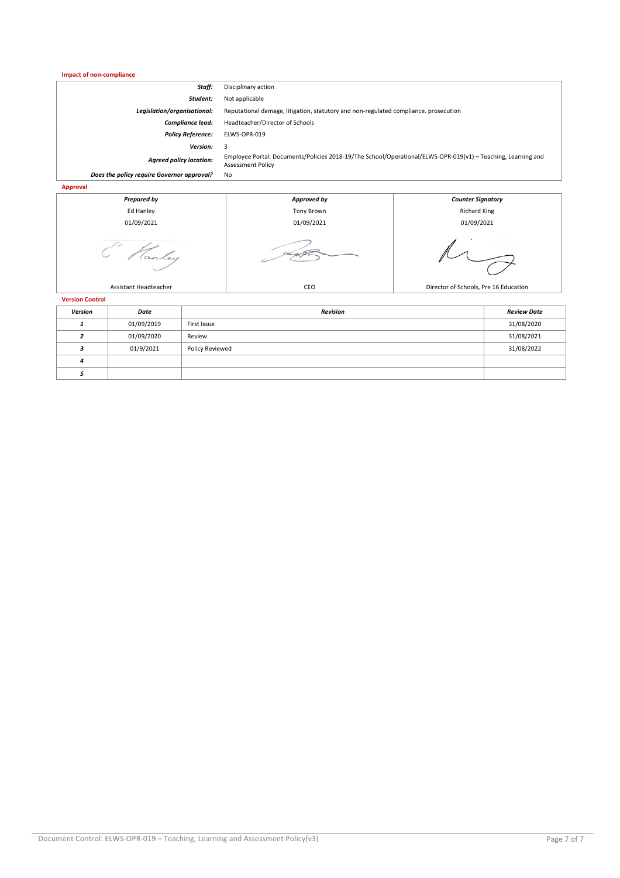**Impact of non-compliance**

| | |
|---|---|
| ***Staff:*** | Disciplinary action |
| ***Student:*** | Not applicable |
| ***Legislation/organisational:*** | Reputational damage, litigation, statutory and non-regulated compliance. prosecution |
| ***Compliance lead:*** | Headteacher/Director of Schools |
| ***Policy Reference:*** | ELWS-OPR-019 |
| ***Version:*** | 3 |
| ***Agreed policy location:*** | Employee Portal: Documents/Policies 2018-19/The School/Operational/ELWS-OPR-019(v1) – Teaching, Learning and Assessment Policy |
| ***Does the policy require Governor approval?*** | No |

**Approval**

| ***Prepared by*** | ***Approved by*** | ***Counter Signatory*** |
|---|---|---|
| Ed Hanley | Tony Brown | Richard King |
| 01/09/2021 | 01/09/2021 | 01/09/2021 |
| Assistant Headteacher | CEO | Director of Schools, Pre 16 Education |

**Version Control**

| *Version* | *Date* | *Revision* | *Review Date* |
|---|---|---|---|
| *1* | 01/09/2019 | First Issue | 31/08/2020 |
| *2* | 01/09/2020 | Review | 31/08/2021 |
| *3* | 01/9/2021 | Policy Reviewed | 31/08/2022 |
| *4* | | | |
| *5* | | | |